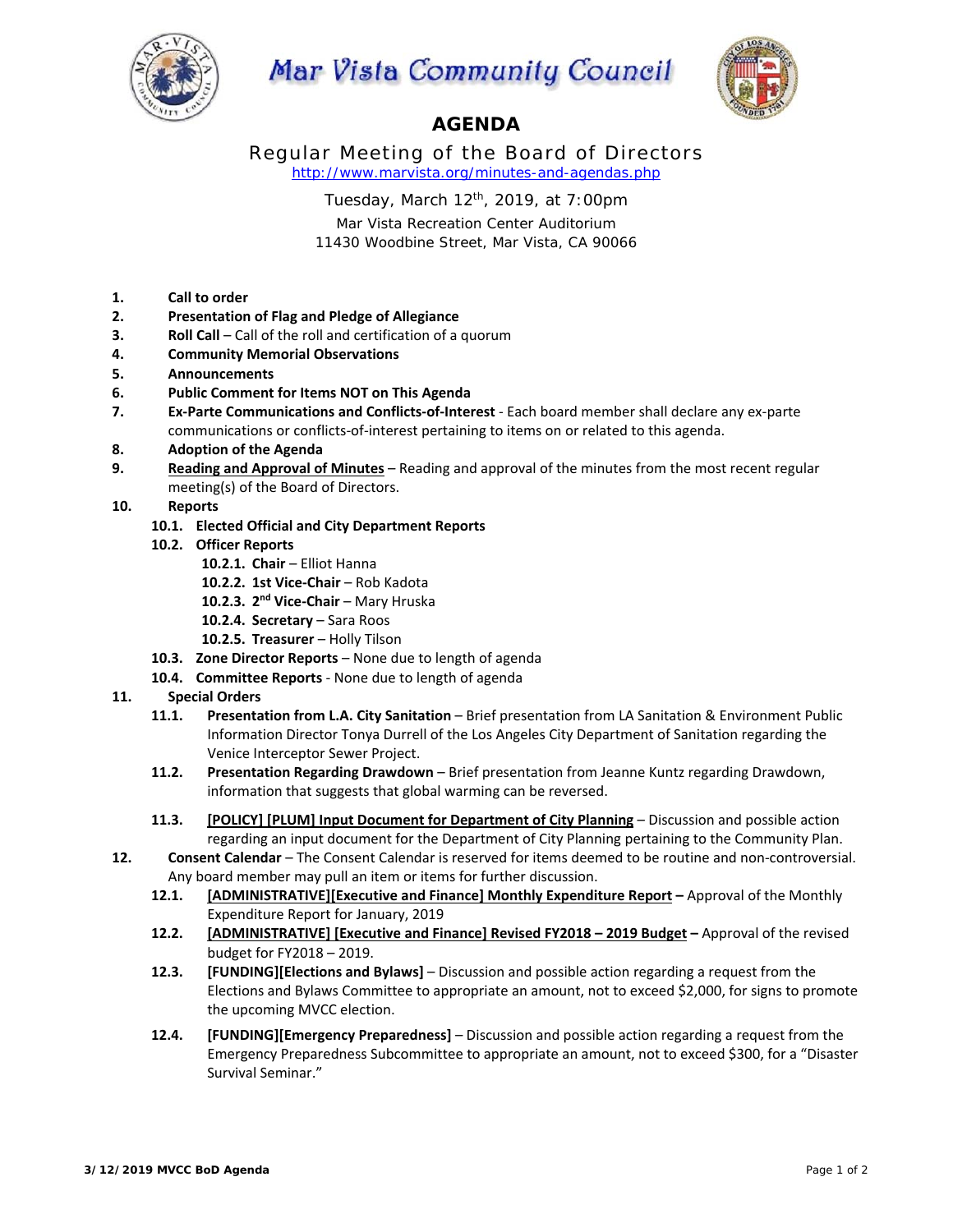# Mar Vista Community Council

## AGENDA

### Regular Meeting of the Board of Directors

http://www.marvista.org/minutes-and-agendas.php

Tuesday, March 12th, 2019, at 7:00pm

Mar Vista Recreation Center Auditorium
11430 Woodbine Street, Mar Vista, CA 90066

1. **Call to order**
2. **Presentation of Flag and Pledge of Allegiance**
3. **Roll Call** – Call of the roll and certification of a quorum
4. **Community Memorial Observations**
5. **Announcements**
6. **Public Comment for Items NOT on This Agenda**
7. **Ex-Parte Communications and Conflicts-of-Interest** - Each board member shall declare any ex-parte communications or conflicts-of-interest pertaining to items on or related to this agenda.
8. **Adoption of the Agenda**
9. **Reading and Approval of Minutes** – Reading and approval of the minutes from the most recent regular meeting(s) of the Board of Directors.
10. **Reports**
    - **10.1. Elected Official and City Department Reports**
    - **10.2. Officer Reports**
      - **10.2.1. Chair** – Elliot Hanna
      - **10.2.2. 1st Vice-Chair** – Rob Kadota
      - **10.2.3. 2nd Vice-Chair** – Mary Hruska
      - **10.2.4. Secretary** – Sara Roos
      - **10.2.5. Treasurer** – Holly Tilson
    - **10.3. Zone Director Reports** – None due to length of agenda
    - **10.4. Committee Reports** - None due to length of agenda
11. **Special Orders**
    - **11.1. Presentation from L.A. City Sanitation** – Brief presentation from LA Sanitation & Environment Public Information Director Tonya Durrell of the Los Angeles City Department of Sanitation regarding the Venice Interceptor Sewer Project.
    - **11.2. Presentation Regarding Drawdown** – Brief presentation from Jeanne Kuntz regarding Drawdown, information that suggests that global warming can be reversed.
    - **11.3. [POLICY] [PLUM] Input Document for Department of City Planning** – Discussion and possible action regarding an input document for the Department of City Planning pertaining to the Community Plan.
12. **Consent Calendar** – The Consent Calendar is reserved for items deemed to be routine and non-controversial. Any board member may pull an item or items for further discussion.
    - **12.1. [ADMINISTRATIVE][Executive and Finance] Monthly Expenditure Report –** Approval of the Monthly Expenditure Report for January, 2019
    - **12.2. [ADMINISTRATIVE] [Executive and Finance] Revised FY2018 – 2019 Budget –** Approval of the revised budget for FY2018 – 2019.
    - **12.3. [FUNDING][Elections and Bylaws]** – Discussion and possible action regarding a request from the Elections and Bylaws Committee to appropriate an amount, not to exceed $2,000, for signs to promote the upcoming MVCC election.
    - **12.4. [FUNDING][Emergency Preparedness]** – Discussion and possible action regarding a request from the Emergency Preparedness Subcommittee to appropriate an amount, not to exceed $300, for a "Disaster Survival Seminar."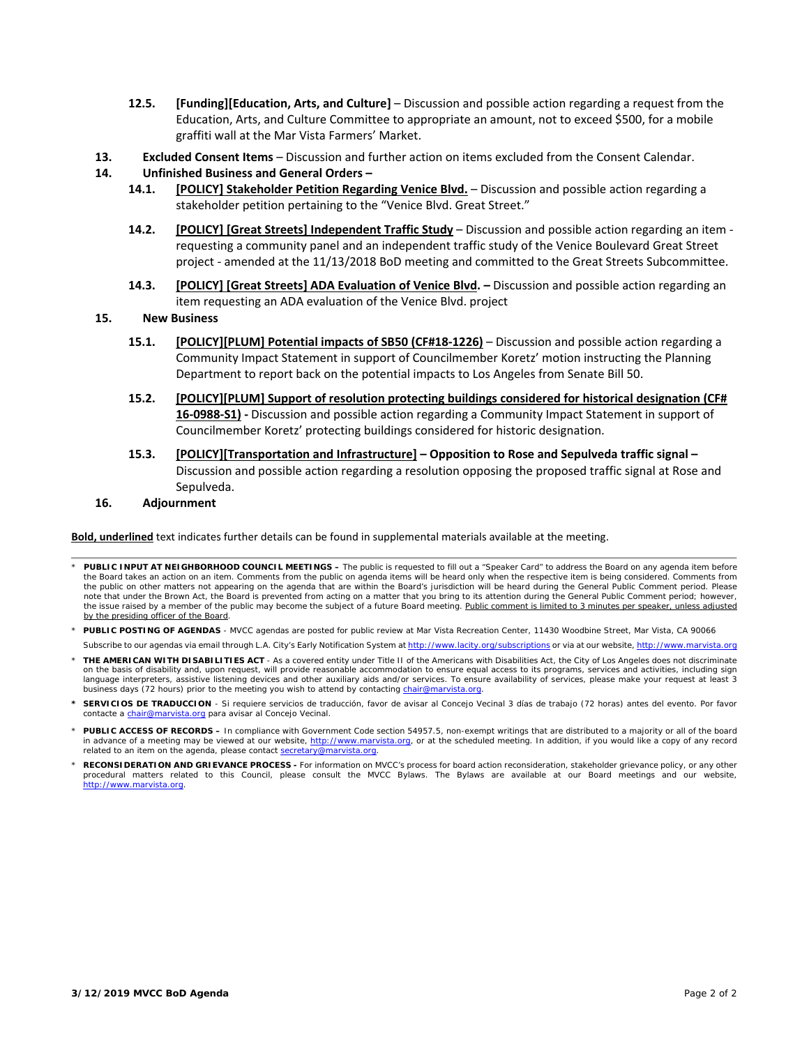- **12.5. [Funding][Education, Arts, and Culture]** – Discussion and possible action regarding a request from the Education, Arts, and Culture Committee to appropriate an amount, not to exceed $500, for a mobile graffiti wall at the Mar Vista Farmers' Market.

**13. Excluded Consent Items** – Discussion and further action on items excluded from the Consent Calendar.

**14. Unfinished Business and General Orders –**

- **14.1. [POLICY] Stakeholder Petition Regarding Venice Blvd.** – Discussion and possible action regarding a stakeholder petition pertaining to the "Venice Blvd. Great Street."
- **14.2. [POLICY] [Great Streets] Independent Traffic Study** – Discussion and possible action regarding an item - requesting a community panel and an independent traffic study of the Venice Boulevard Great Street project - amended at the 11/13/2018 BoD meeting and committed to the Great Streets Subcommittee.
- **14.3. [POLICY] [Great Streets] ADA Evaluation of Venice Blvd. –** Discussion and possible action regarding an item requesting an ADA evaluation of the Venice Blvd. project

**15. New Business**

- **15.1. [POLICY][PLUM] Potential impacts of SB50 (CF#18-1226)** – Discussion and possible action regarding a Community Impact Statement in support of Councilmember Koretz' motion instructing the Planning Department to report back on the potential impacts to Los Angeles from Senate Bill 50.
- **15.2. [POLICY][PLUM] Support of resolution protecting buildings considered for historical designation (CF# 16-0988-S1) -** Discussion and possible action regarding a Community Impact Statement in support of Councilmember Koretz' protecting buildings considered for historic designation.
- **15.3. [POLICY][Transportation and Infrastructure] – Opposition to Rose and Sepulveda traffic signal –** Discussion and possible action regarding a resolution opposing the proposed traffic signal at Rose and Sepulveda.

**16. Adjournment**

**Bold, underlined** text indicates further details can be found in supplemental materials available at the meeting.

---

- **PUBLIC INPUT AT NEIGHBORHOOD COUNCIL MEETINGS –** The public is requested to fill out a "Speaker Card" to address the Board on any agenda item before the Board takes an action on an item. Comments from the public on agenda items will be heard only when the respective item is being considered. Comments from the public on other matters not appearing on the agenda that are within the Board's jurisdiction will be heard during the General Public Comment period. Please note that under the Brown Act, the Board is prevented from acting on a matter that you bring to its attention during the General Public Comment period; however, the issue raised by a member of the public may become the subject of a future Board meeting. Public comment is limited to 3 minutes per speaker, unless adjusted by the presiding officer of the Board.
- **PUBLIC POSTING OF AGENDAS** - MVCC agendas are posted for public review at Mar Vista Recreation Center, 11430 Woodbine Street, Mar Vista, CA 90066

  Subscribe to our agendas via email through L.A. City's Early Notification System at http://www.lacity.org/subscriptions or via at our website, http://www.marvista.org
- **THE AMERICAN WITH DISABILITIES ACT** - As a covered entity under Title II of the Americans with Disabilities Act, the City of Los Angeles does not discriminate on the basis of disability and, upon request, will provide reasonable accommodation to ensure equal access to its programs, services and activities, including sign language interpreters, assistive listening devices and other auxiliary aids and/or services. To ensure availability of services, please make your request at least 3 business days (72 hours) prior to the meeting you wish to attend by contacting chair@marvista.org.
- **SERVICIOS DE TRADUCCION** - Si requiere servicios de traducción, favor de avisar al Concejo Vecinal 3 días de trabajo (72 horas) antes del evento. Por favor contacte a chair@marvista.org para avisar al Concejo Vecinal.
- **PUBLIC ACCESS OF RECORDS –** In compliance with Government Code section 54957.5, non-exempt writings that are distributed to a majority or all of the board in advance of a meeting may be viewed at our website, http://www.marvista.org, or at the scheduled meeting. In addition, if you would like a copy of any record related to an item on the agenda, please contact secretary@marvista.org.
- **RECONSIDERATION AND GRIEVANCE PROCESS -** For information on MVCC's process for board action reconsideration, stakeholder grievance policy, or any other procedural matters related to this Council, please consult the MVCC Bylaws. The Bylaws are available at our Board meetings and our website, http://www.marvista.org.